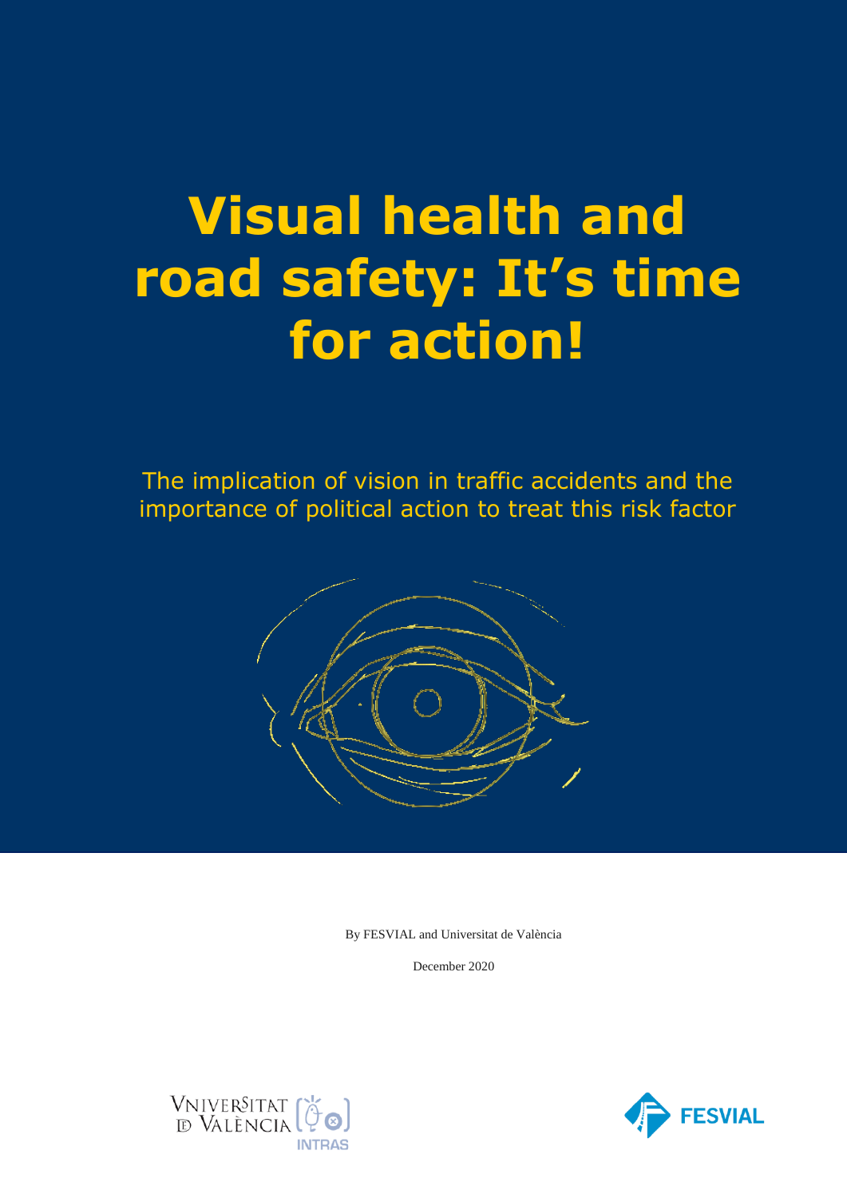# Visual health and road safety: It's time for action!

The implication of vision in traffic accidents and the importance of political action to treat this risk factor

By FESVIAL and Universitat de València

December 2020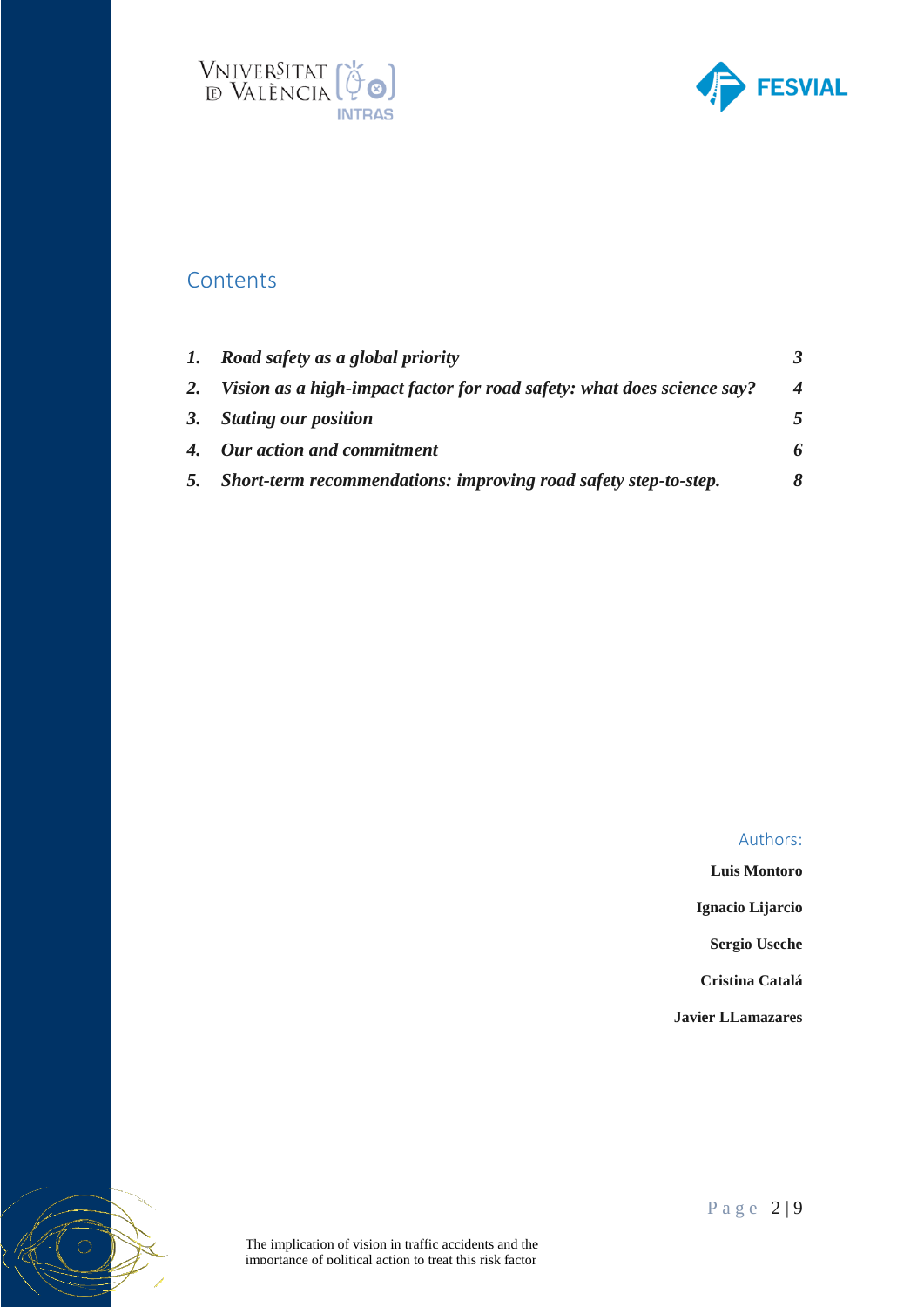## Contents

| | | |
|---|---|---|
| ***1.*** | ***Road safety as a global priority*** | ***3*** |
| ***2.*** | ***Vision as a high-impact factor for road safety: what does science say?*** | ***4*** |
| ***3.*** | ***Stating our position*** | ***5*** |
| ***4.*** | ***Our action and commitment*** | ***6*** |
| ***5.*** | ***Short-term recommendations: improving road safety step-to-step.*** | ***8*** |

Authors:

**Luis Montoro**

**Ignacio Lijarcio**

**Sergio Useche**

**Cristina Catalá**

**Javier LLamazares**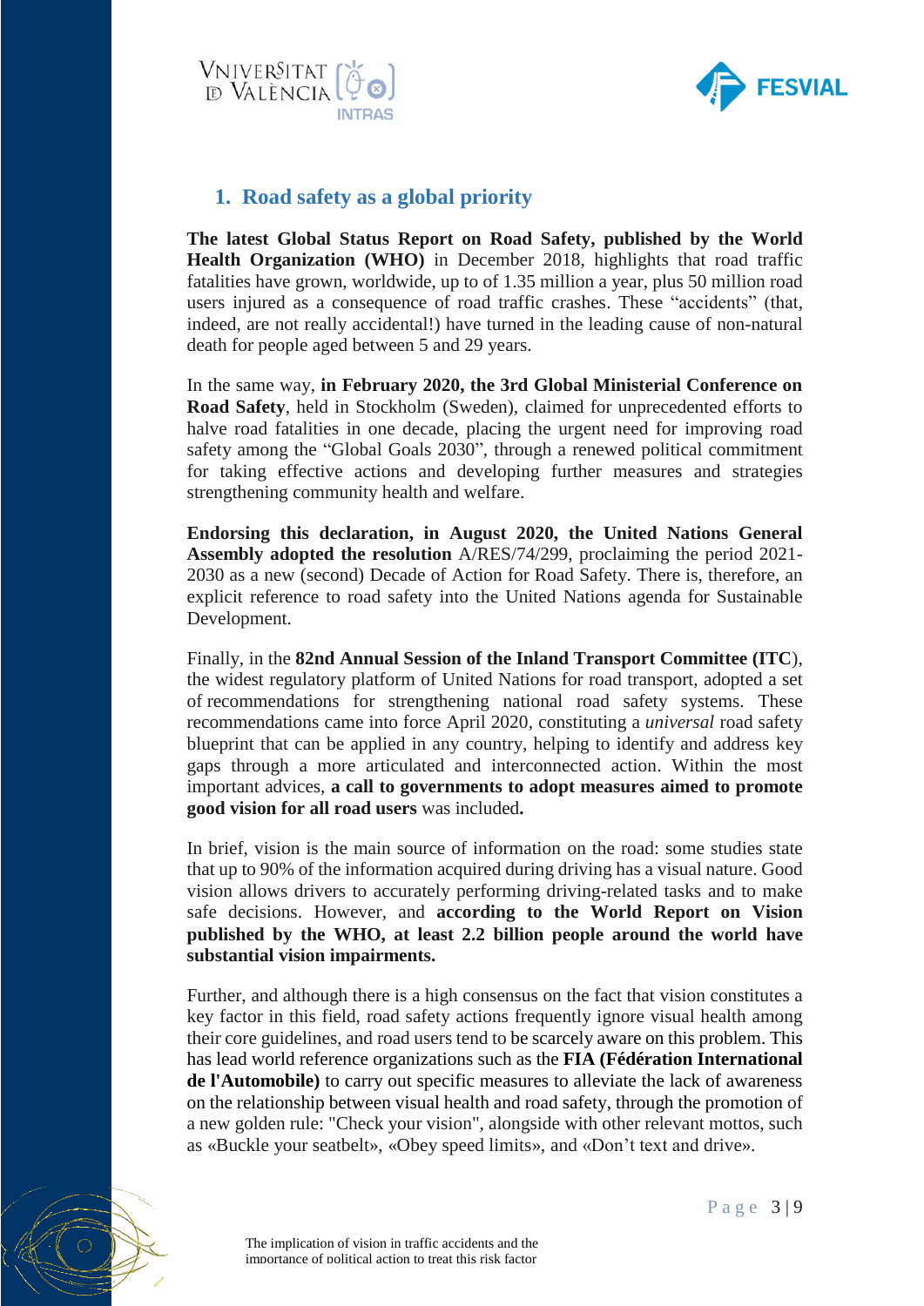## 1. Road safety as a global priority

**The latest Global Status Report on Road Safety, published by the World Health Organization (WHO)** in December 2018, highlights that road traffic fatalities have grown, worldwide, up to of 1.35 million a year, plus 50 million road users injured as a consequence of road traffic crashes. These "accidents" (that, indeed, are not really accidental!) have turned in the leading cause of non-natural death for people aged between 5 and 29 years.

In the same way, **in February 2020, the 3rd Global Ministerial Conference on Road Safety**, held in Stockholm (Sweden), claimed for unprecedented efforts to halve road fatalities in one decade, placing the urgent need for improving road safety among the "Global Goals 2030", through a renewed political commitment for taking effective actions and developing further measures and strategies strengthening community health and welfare.

**Endorsing this declaration, in August 2020, the United Nations General Assembly adopted the resolution** A/RES/74/299, proclaiming the period 2021-2030 as a new (second) Decade of Action for Road Safety. There is, therefore, an explicit reference to road safety into the United Nations agenda for Sustainable Development.

Finally, in the **82nd Annual Session of the Inland Transport Committee (ITC)**, the widest regulatory platform of United Nations for road transport, adopted a set of recommendations for strengthening national road safety systems. These recommendations came into force April 2020, constituting a *universal* road safety blueprint that can be applied in any country, helping to identify and address key gaps through a more articulated and interconnected action. Within the most important advices, **a call to governments to adopt measures aimed to promote good vision for all road users** was included**.**

In brief, vision is the main source of information on the road: some studies state that up to 90% of the information acquired during driving has a visual nature. Good vision allows drivers to accurately performing driving-related tasks and to make safe decisions. However, and **according to the World Report on Vision published by the WHO, at least 2.2 billion people around the world have substantial vision impairments.**

Further, and although there is a high consensus on the fact that vision constitutes a key factor in this field, road safety actions frequently ignore visual health among their core guidelines, and road users tend to be scarcely aware on this problem. This has lead world reference organizations such as the **FIA (Fédération International de l'Automobile)** to carry out specific measures to alleviate the lack of awareness on the relationship between visual health and road safety, through the promotion of a new golden rule: "Check your vision", alongside with other relevant mottos, such as «Buckle your seatbelt», «Obey speed limits», and «Don't text and drive».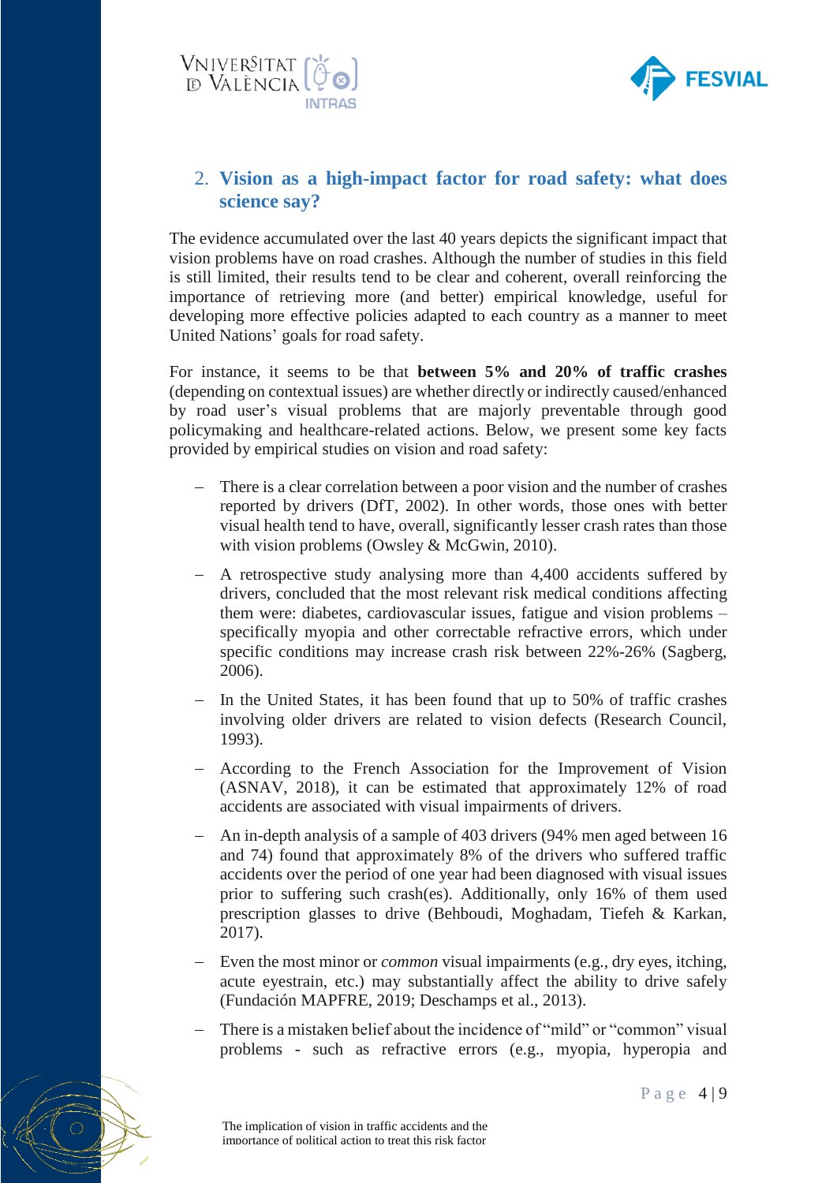## 2. Vision as a high-impact factor for road safety: what does science say?

The evidence accumulated over the last 40 years depicts the significant impact that vision problems have on road crashes. Although the number of studies in this field is still limited, their results tend to be clear and coherent, overall reinforcing the importance of retrieving more (and better) empirical knowledge, useful for developing more effective policies adapted to each country as a manner to meet United Nations' goals for road safety.

For instance, it seems to be that **between 5% and 20% of traffic crashes** (depending on contextual issues) are whether directly or indirectly caused/enhanced by road user's visual problems that are majorly preventable through good policymaking and healthcare-related actions. Below, we present some key facts provided by empirical studies on vision and road safety:

- There is a clear correlation between a poor vision and the number of crashes reported by drivers (DfT, 2002). In other words, those ones with better visual health tend to have, overall, significantly lesser crash rates than those with vision problems (Owsley & McGwin, 2010).
- A retrospective study analysing more than 4,400 accidents suffered by drivers, concluded that the most relevant risk medical conditions affecting them were: diabetes, cardiovascular issues, fatigue and vision problems – specifically myopia and other correctable refractive errors, which under specific conditions may increase crash risk between 22%-26% (Sagberg, 2006).
- In the United States, it has been found that up to 50% of traffic crashes involving older drivers are related to vision defects (Research Council, 1993).
- According to the French Association for the Improvement of Vision (ASNAV, 2018), it can be estimated that approximately 12% of road accidents are associated with visual impairments of drivers.
- An in-depth analysis of a sample of 403 drivers (94% men aged between 16 and 74) found that approximately 8% of the drivers who suffered traffic accidents over the period of one year had been diagnosed with visual issues prior to suffering such crash(es). Additionally, only 16% of them used prescription glasses to drive (Behboudi, Moghadam, Tiefeh & Karkan, 2017).
- Even the most minor or *common* visual impairments (e.g., dry eyes, itching, acute eyestrain, etc.) may substantially affect the ability to drive safely (Fundación MAPFRE, 2019; Deschamps et al., 2013).
- There is a mistaken belief about the incidence of "mild" or "common" visual problems - such as refractive errors (e.g., myopia, hyperopia and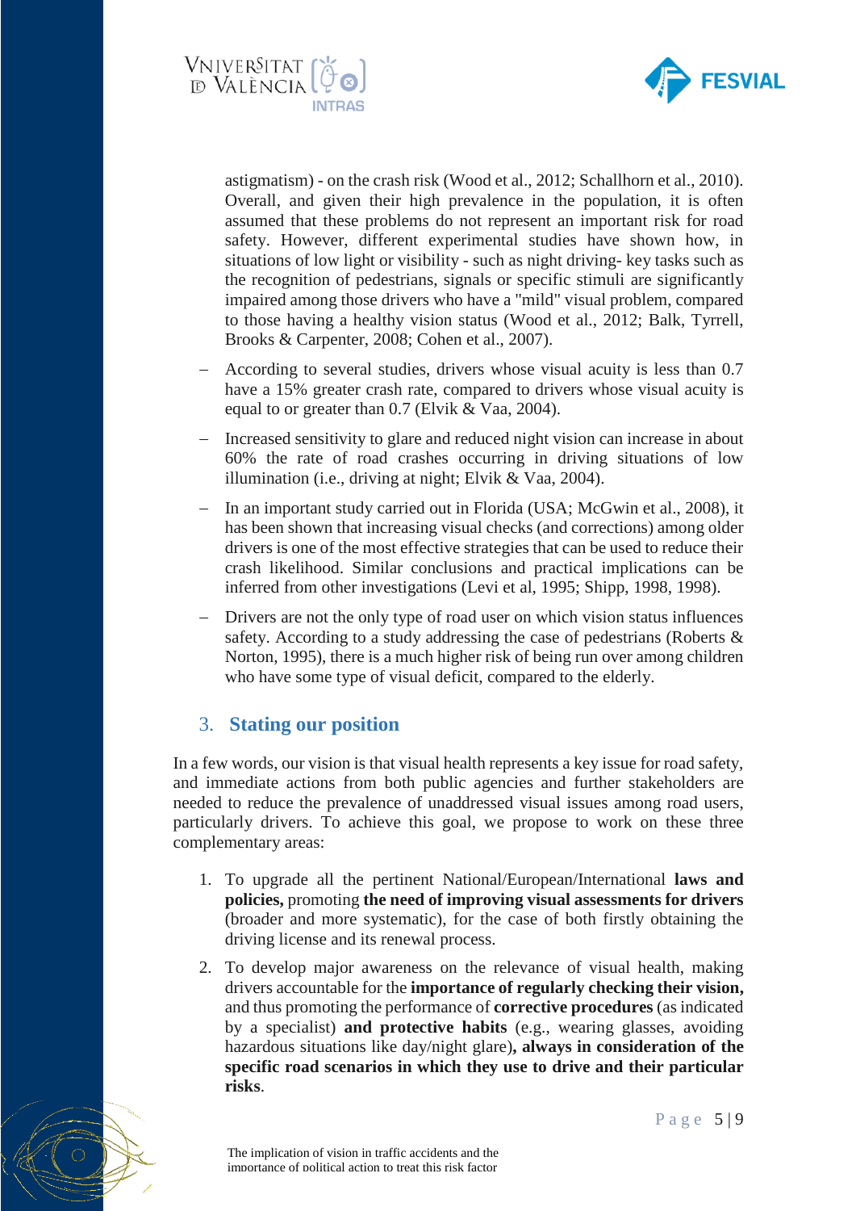astigmatism) - on the crash risk (Wood et al., 2012; Schallhorn et al., 2010). Overall, and given their high prevalence in the population, it is often assumed that these problems do not represent an important risk for road safety. However, different experimental studies have shown how, in situations of low light or visibility - such as night driving- key tasks such as the recognition of pedestrians, signals or specific stimuli are significantly impaired among those drivers who have a "mild" visual problem, compared to those having a healthy vision status (Wood et al., 2012; Balk, Tyrrell, Brooks & Carpenter, 2008; Cohen et al., 2007).

- According to several studies, drivers whose visual acuity is less than 0.7 have a 15% greater crash rate, compared to drivers whose visual acuity is equal to or greater than 0.7 (Elvik & Vaa, 2004).
- Increased sensitivity to glare and reduced night vision can increase in about 60% the rate of road crashes occurring in driving situations of low illumination (i.e., driving at night; Elvik & Vaa, 2004).
- In an important study carried out in Florida (USA; McGwin et al., 2008), it has been shown that increasing visual checks (and corrections) among older drivers is one of the most effective strategies that can be used to reduce their crash likelihood. Similar conclusions and practical implications can be inferred from other investigations (Levi et al, 1995; Shipp, 1998, 1998).
- Drivers are not the only type of road user on which vision status influences safety. According to a study addressing the case of pedestrians (Roberts & Norton, 1995), there is a much higher risk of being run over among children who have some type of visual deficit, compared to the elderly.

## 3. Stating our position

In a few words, our vision is that visual health represents a key issue for road safety, and immediate actions from both public agencies and further stakeholders are needed to reduce the prevalence of unaddressed visual issues among road users, particularly drivers. To achieve this goal, we propose to work on these three complementary areas:

1. To upgrade all the pertinent National/European/International **laws and policies,** promoting **the need of improving visual assessments for drivers** (broader and more systematic), for the case of both firstly obtaining the driving license and its renewal process.
2. To develop major awareness on the relevance of visual health, making drivers accountable for the **importance of regularly checking their vision,** and thus promoting the performance of **corrective procedures** (as indicated by a specialist) **and protective habits** (e.g., wearing glasses, avoiding hazardous situations like day/night glare)**, always in consideration of the specific road scenarios in which they use to drive and their particular risks**.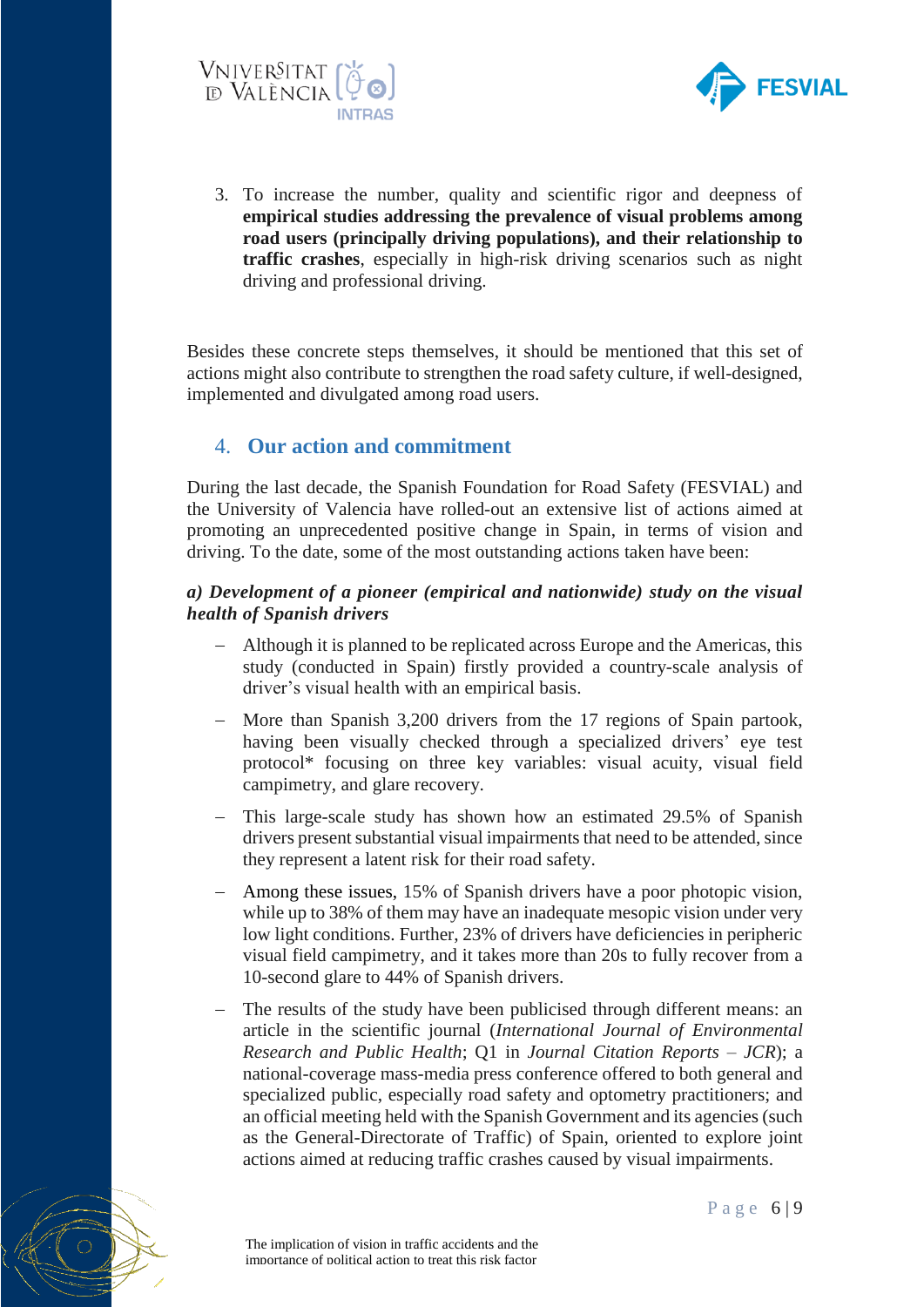3. To increase the number, quality and scientific rigor and deepness of **empirical studies addressing the prevalence of visual problems among road users (principally driving populations), and their relationship to traffic crashes**, especially in high-risk driving scenarios such as night driving and professional driving.

Besides these concrete steps themselves, it should be mentioned that this set of actions might also contribute to strengthen the road safety culture, if well-designed, implemented and divulgated among road users.

## 4. Our action and commitment

During the last decade, the Spanish Foundation for Road Safety (FESVIAL) and the University of Valencia have rolled-out an extensive list of actions aimed at promoting an unprecedented positive change in Spain, in terms of vision and driving. To the date, some of the most outstanding actions taken have been:

***a) Development of a pioneer (empirical and nationwide) study on the visual health of Spanish drivers***

- Although it is planned to be replicated across Europe and the Americas, this study (conducted in Spain) firstly provided a country-scale analysis of driver's visual health with an empirical basis.
- More than Spanish 3,200 drivers from the 17 regions of Spain partook, having been visually checked through a specialized drivers' eye test protocol* focusing on three key variables: visual acuity, visual field campimetry, and glare recovery.
- This large-scale study has shown how an estimated 29.5% of Spanish drivers present substantial visual impairments that need to be attended, since they represent a latent risk for their road safety.
- Among these issues, 15% of Spanish drivers have a poor photopic vision, while up to 38% of them may have an inadequate mesopic vision under very low light conditions. Further, 23% of drivers have deficiencies in peripheric visual field campimetry, and it takes more than 20s to fully recover from a 10-second glare to 44% of Spanish drivers.
- The results of the study have been publicised through different means: an article in the scientific journal (*International Journal of Environmental Research and Public Health*; Q1 in *Journal Citation Reports – JCR*); a national-coverage mass-media press conference offered to both general and specialized public, especially road safety and optometry practitioners; and an official meeting held with the Spanish Government and its agencies (such as the General-Directorate of Traffic) of Spain, oriented to explore joint actions aimed at reducing traffic crashes caused by visual impairments.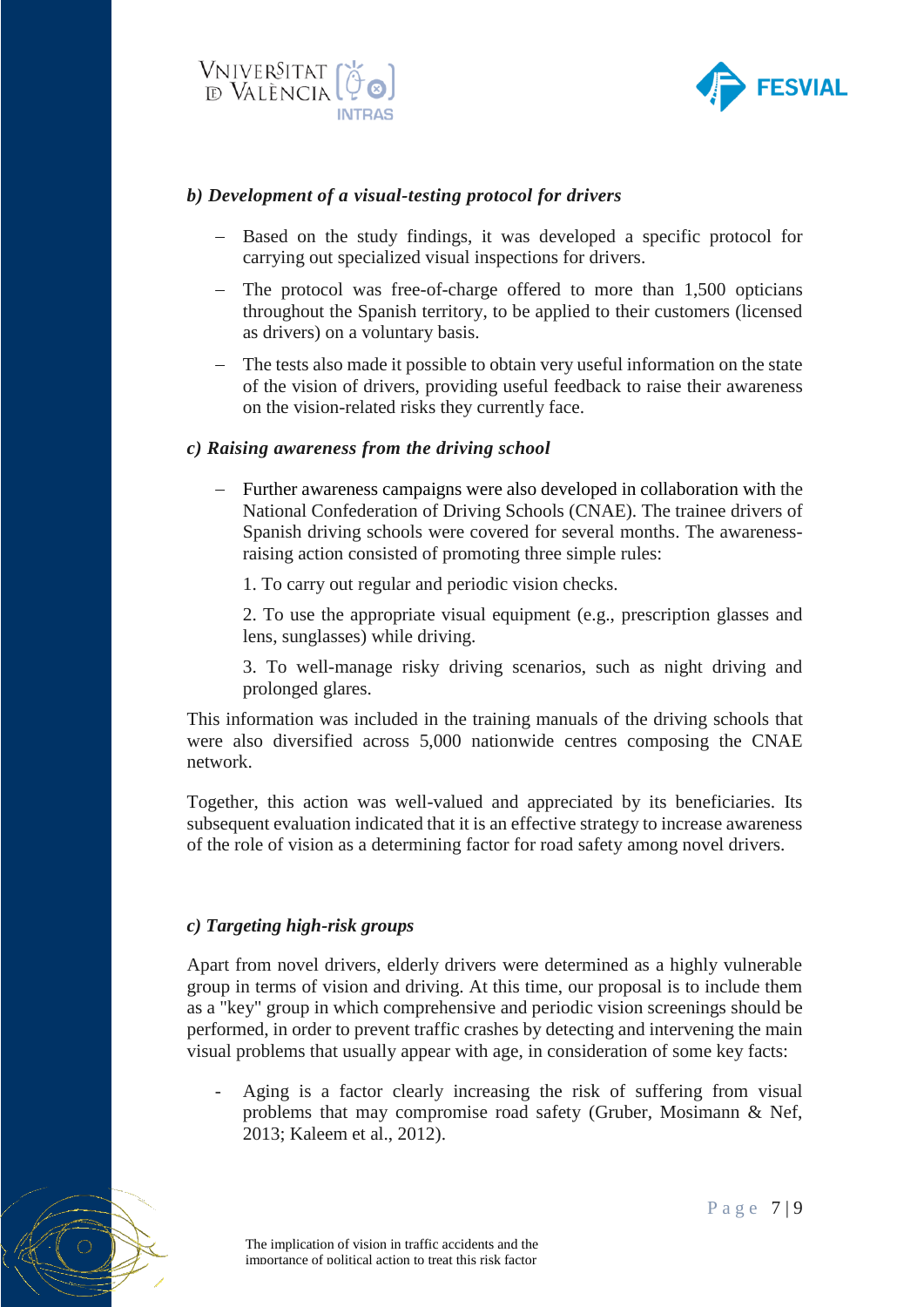***b) Development of a visual-testing protocol for drivers***

- Based on the study findings, it was developed a specific protocol for carrying out specialized visual inspections for drivers.
- The protocol was free-of-charge offered to more than 1,500 opticians throughout the Spanish territory, to be applied to their customers (licensed as drivers) on a voluntary basis.
- The tests also made it possible to obtain very useful information on the state of the vision of drivers, providing useful feedback to raise their awareness on the vision-related risks they currently face.

***c) Raising awareness from the driving school***

- Further awareness campaigns were also developed in collaboration with the National Confederation of Driving Schools (CNAE). The trainee drivers of Spanish driving schools were covered for several months. The awareness-raising action consisted of promoting three simple rules:

  1. To carry out regular and periodic vision checks.

  2. To use the appropriate visual equipment (e.g., prescription glasses and lens, sunglasses) while driving.

  3. To well-manage risky driving scenarios, such as night driving and prolonged glares.

This information was included in the training manuals of the driving schools that were also diversified across 5,000 nationwide centres composing the CNAE network.

Together, this action was well-valued and appreciated by its beneficiaries. Its subsequent evaluation indicated that it is an effective strategy to increase awareness of the role of vision as a determining factor for road safety among novel drivers.

***c) Targeting high-risk groups***

Apart from novel drivers, elderly drivers were determined as a highly vulnerable group in terms of vision and driving. At this time, our proposal is to include them as a "key" group in which comprehensive and periodic vision screenings should be performed, in order to prevent traffic crashes by detecting and intervening the main visual problems that usually appear with age, in consideration of some key facts:

- Aging is a factor clearly increasing the risk of suffering from visual problems that may compromise road safety (Gruber, Mosimann & Nef, 2013; Kaleem et al., 2012).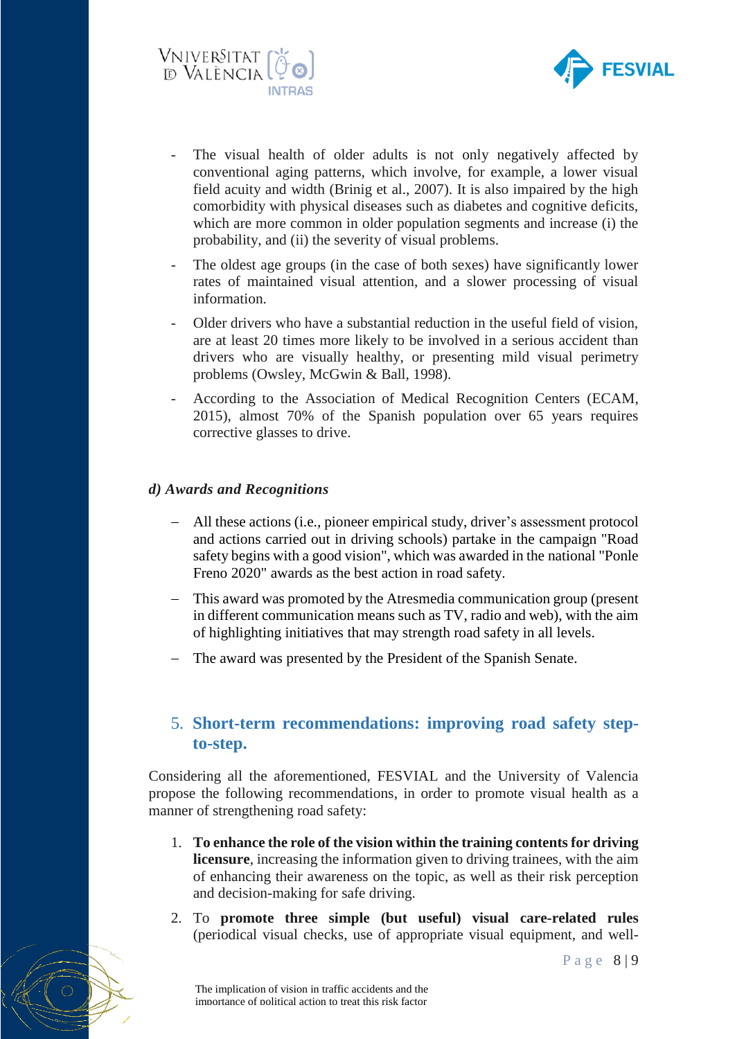- The visual health of older adults is not only negatively affected by conventional aging patterns, which involve, for example, a lower visual field acuity and width (Brinig et al., 2007). It is also impaired by the high comorbidity with physical diseases such as diabetes and cognitive deficits, which are more common in older population segments and increase (i) the probability, and (ii) the severity of visual problems.
- The oldest age groups (in the case of both sexes) have significantly lower rates of maintained visual attention, and a slower processing of visual information.
- Older drivers who have a substantial reduction in the useful field of vision, are at least 20 times more likely to be involved in a serious accident than drivers who are visually healthy, or presenting mild visual perimetry problems (Owsley, McGwin & Ball, 1998).
- According to the Association of Medical Recognition Centers (ECAM, 2015), almost 70% of the Spanish population over 65 years requires corrective glasses to drive.

#### *d) Awards and Recognitions*

- All these actions (i.e., pioneer empirical study, driver's assessment protocol and actions carried out in driving schools) partake in the campaign "Road safety begins with a good vision", which was awarded in the national "Ponle Freno 2020" awards as the best action in road safety.
- This award was promoted by the Atresmedia communication group (present in different communication means such as TV, radio and web), with the aim of highlighting initiatives that may strength road safety in all levels.
- The award was presented by the President of the Spanish Senate.

## 5. Short-term recommendations: improving road safety step-to-step.

Considering all the aforementioned, FESVIAL and the University of Valencia propose the following recommendations, in order to promote visual health as a manner of strengthening road safety:

1. **To enhance the role of the vision within the training contents for driving licensure**, increasing the information given to driving trainees, with the aim of enhancing their awareness on the topic, as well as their risk perception and decision-making for safe driving.
2. To **promote three simple (but useful) visual care-related rules** (periodical visual checks, use of appropriate visual equipment, and well-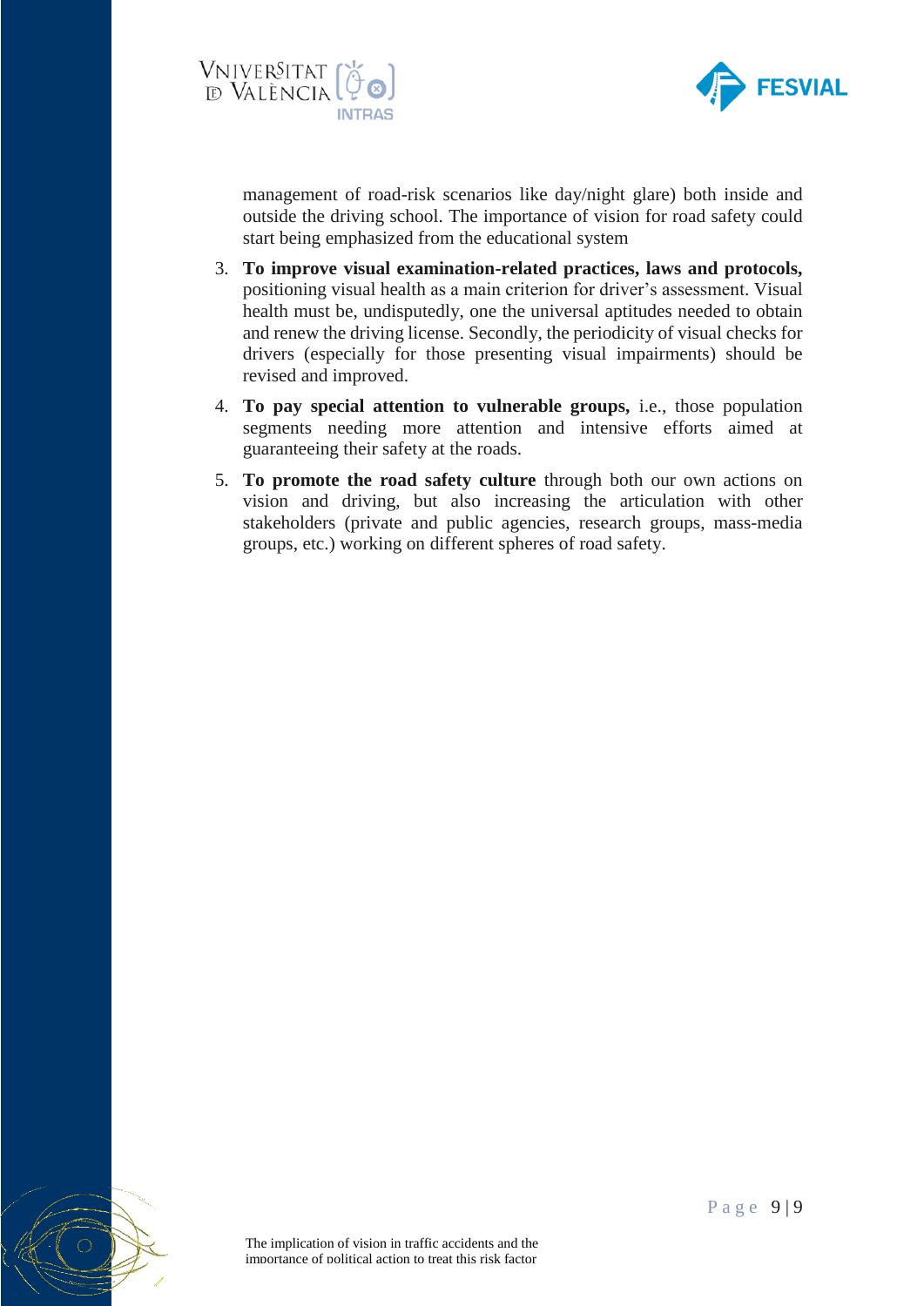management of road-risk scenarios like day/night glare) both inside and outside the driving school. The importance of vision for road safety could start being emphasized from the educational system

3. **To improve visual examination-related practices, laws and protocols,** positioning visual health as a main criterion for driver's assessment. Visual health must be, undisputedly, one the universal aptitudes needed to obtain and renew the driving license. Secondly, the periodicity of visual checks for drivers (especially for those presenting visual impairments) should be revised and improved.

4. **To pay special attention to vulnerable groups,** i.e., those population segments needing more attention and intensive efforts aimed at guaranteeing their safety at the roads.

5. **To promote the road safety culture** through both our own actions on vision and driving, but also increasing the articulation with other stakeholders (private and public agencies, research groups, mass-media groups, etc.) working on different spheres of road safety.